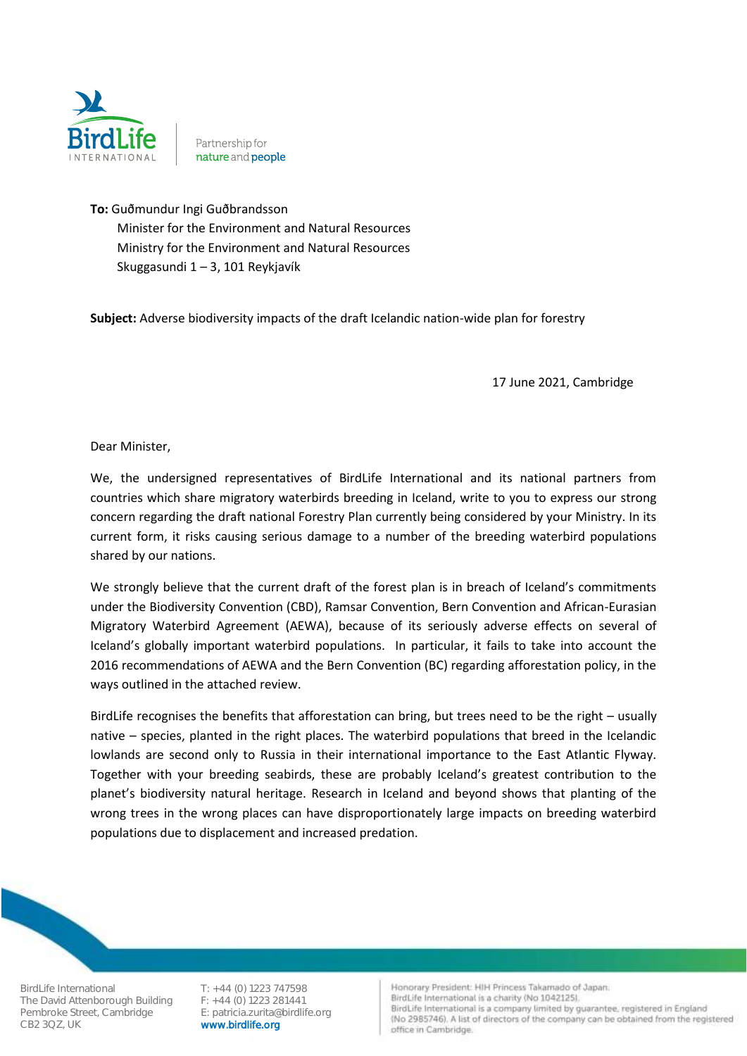BirdLife INTERNATIONAL | Partnership for nature and people

**To:** Guðmundur Ingi Guðbrandsson
Minister for the Environment and Natural Resources
Ministry for the Environment and Natural Resources
Skuggasundi 1 – 3, 101 Reykjavík

**Subject:** Adverse biodiversity impacts of the draft Icelandic nation-wide plan for forestry

17 June 2021, Cambridge

Dear Minister,

We, the undersigned representatives of BirdLife International and its national partners from countries which share migratory waterbirds breeding in Iceland, write to you to express our strong concern regarding the draft national Forestry Plan currently being considered by your Ministry. In its current form, it risks causing serious damage to a number of the breeding waterbird populations shared by our nations.

We strongly believe that the current draft of the forest plan is in breach of Iceland's commitments under the Biodiversity Convention (CBD), Ramsar Convention, Bern Convention and African-Eurasian Migratory Waterbird Agreement (AEWA), because of its seriously adverse effects on several of Iceland's globally important waterbird populations. In particular, it fails to take into account the 2016 recommendations of AEWA and the Bern Convention (BC) regarding afforestation policy, in the ways outlined in the attached review.

BirdLife recognises the benefits that afforestation can bring, but trees need to be the right – usually native – species, planted in the right places. The waterbird populations that breed in the Icelandic lowlands are second only to Russia in their international importance to the East Atlantic Flyway. Together with your breeding seabirds, these are probably Iceland's greatest contribution to the planet's biodiversity natural heritage. Research in Iceland and beyond shows that planting of the wrong trees in the wrong places can have disproportionately large impacts on breeding waterbird populations due to displacement and increased predation.

BirdLife International
The David Attenborough Building
Pembroke Street, Cambridge
CB2 3QZ, UK

T: +44 (0) 1223 747598
F: +44 (0) 1223 281441
E: patricia.zurita@birdlife.org
www.birdlife.org

Honorary President: HIH Princess Takamado of Japan.
BirdLife International is a charity (No 1042125).
BirdLife International is a company limited by guarantee, registered in England (No 2985746). A list of directors of the company can be obtained from the registered office in Cambridge.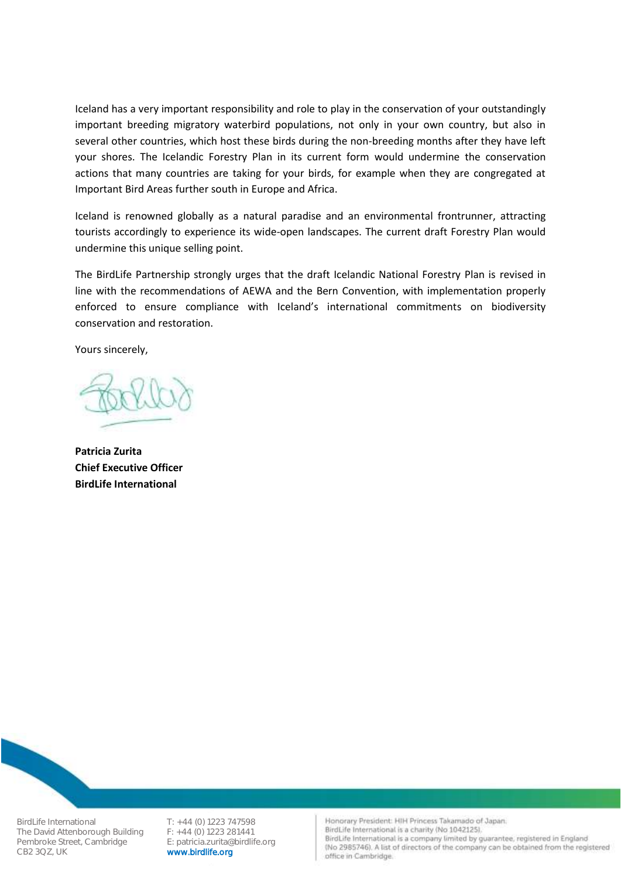Iceland has a very important responsibility and role to play in the conservation of your outstandingly important breeding migratory waterbird populations, not only in your own country, but also in several other countries, which host these birds during the non-breeding months after they have left your shores. The Icelandic Forestry Plan in its current form would undermine the conservation actions that many countries are taking for your birds, for example when they are congregated at Important Bird Areas further south in Europe and Africa.

Iceland is renowned globally as a natural paradise and an environmental frontrunner, attracting tourists accordingly to experience its wide-open landscapes. The current draft Forestry Plan would undermine this unique selling point.

The BirdLife Partnership strongly urges that the draft Icelandic National Forestry Plan is revised in line with the recommendations of AEWA and the Bern Convention, with implementation properly enforced to ensure compliance with Iceland's international commitments on biodiversity conservation and restoration.

Yours sincerely,

**Patricia Zurita**
**Chief Executive Officer**
**BirdLife International**

BirdLife International
The David Attenborough Building
Pembroke Street, Cambridge
CB2 3QZ, UK

T: +44 (0) 1223 747598
F: +44 (0) 1223 281441
E: patricia.zurita@birdlife.org
www.birdlife.org

Honorary President: HIH Princess Takamado of Japan.
BirdLife International is a charity (No 1042125).
BirdLife International is a company limited by guarantee, registered in England (No 2985746). A list of directors of the company can be obtained from the registered office in Cambridge.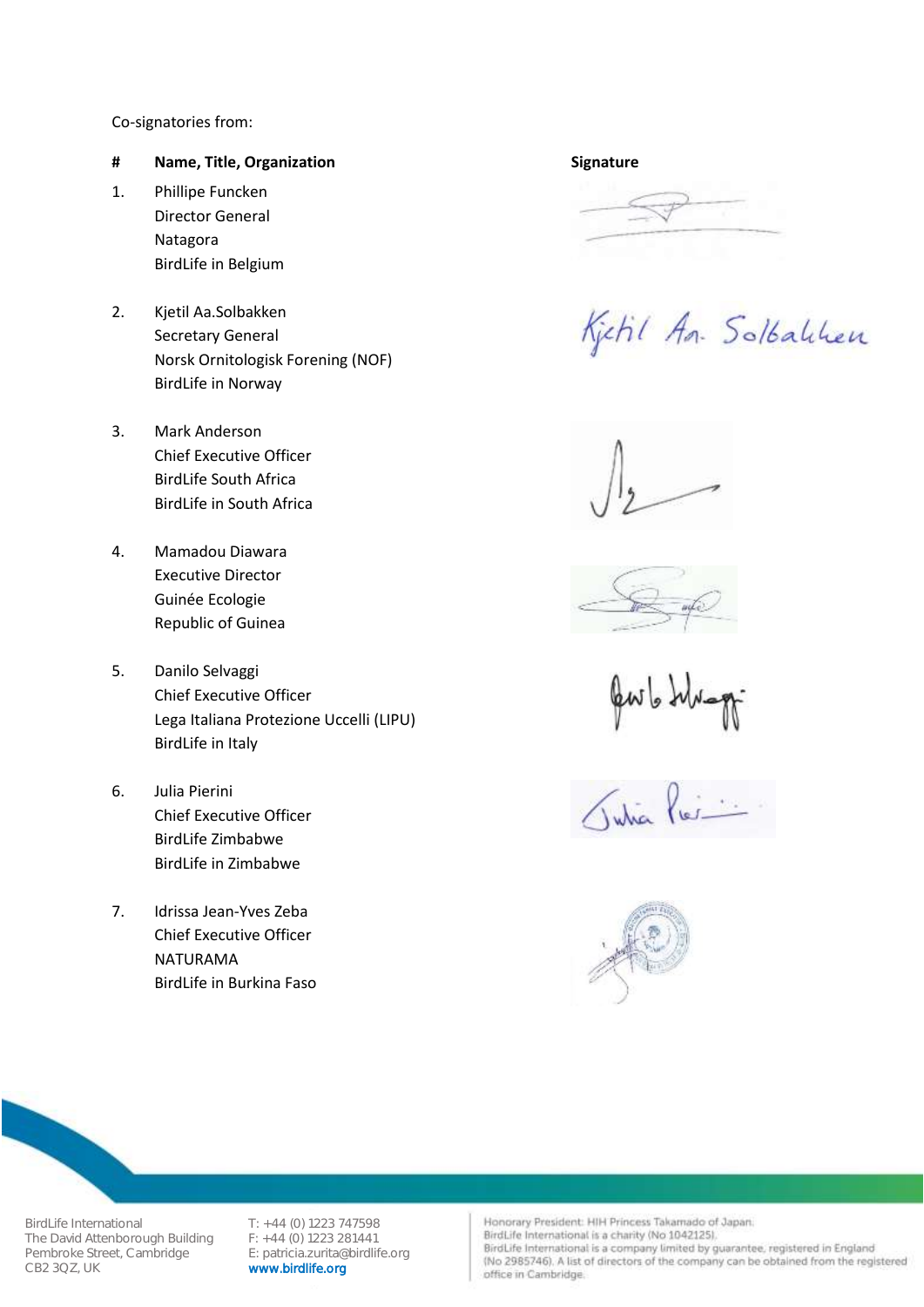Co-signatories from:

| # | Name, Title, Organization | Signature |
|---|---|---|
| 1. | Phillipe Funcken<br>Director General<br>Natagora<br>BirdLife in Belgium | |
| 2. | Kjetil Aa.Solbakken<br>Secretary General<br>Norsk Ornitologisk Forening (NOF)<br>BirdLife in Norway | Kjetil Aa. Solbakken |
| 3. | Mark Anderson<br>Chief Executive Officer<br>BirdLife South Africa<br>BirdLife in South Africa | |
| 4. | Mamadou Diawara<br>Executive Director<br>Guinée Ecologie<br>Republic of Guinea | |
| 5. | Danilo Selvaggi<br>Chief Executive Officer<br>Lega Italiana Protezione Uccelli (LIPU)<br>BirdLife in Italy | |
| 6. | Julia Pierini<br>Chief Executive Officer<br>BirdLife Zimbabwe<br>BirdLife in Zimbabwe | |
| 7. | Idrissa Jean-Yves Zeba<br>Chief Executive Officer<br>NATURAMA<br>BirdLife in Burkina Faso | |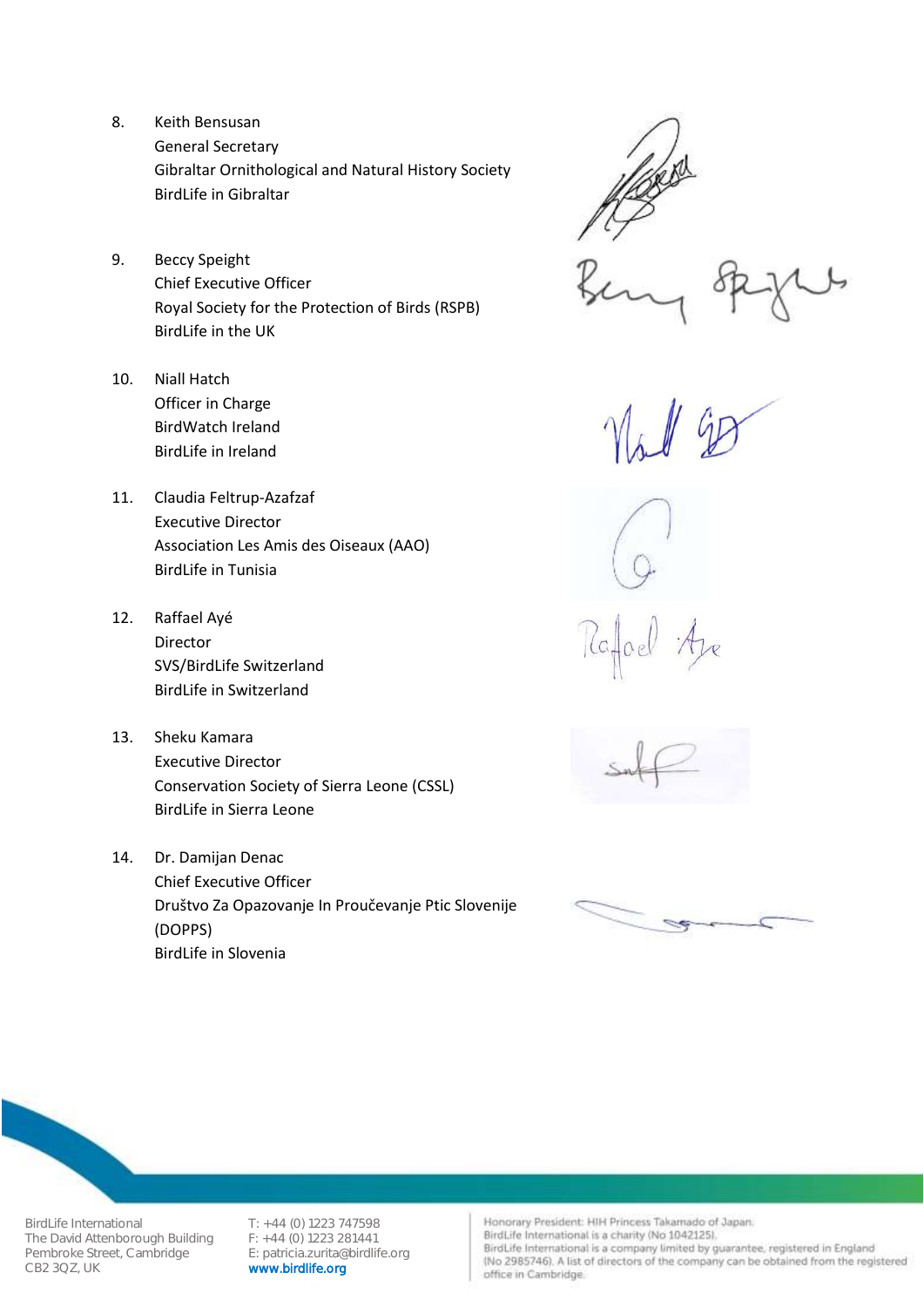8. Keith Bensusan
   General Secretary
   Gibraltar Ornithological and Natural History Society
   BirdLife in Gibraltar

9. Beccy Speight
   Chief Executive Officer
   Royal Society for the Protection of Birds (RSPB)
   BirdLife in the UK

10. Niall Hatch
    Officer in Charge
    BirdWatch Ireland
    BirdLife in Ireland

11. Claudia Feltrup-Azafzaf
    Executive Director
    Association Les Amis des Oiseaux (AAO)
    BirdLife in Tunisia

12. Raffael Ayé
    Director
    SVS/BirdLife Switzerland
    BirdLife in Switzerland

13. Sheku Kamara
    Executive Director
    Conservation Society of Sierra Leone (CSSL)
    BirdLife in Sierra Leone

14. Dr. Damijan Denac
    Chief Executive Officer
    Društvo Za Opazovanje In Proučevanje Ptic Slovenije (DOPPS)
    BirdLife in Slovenia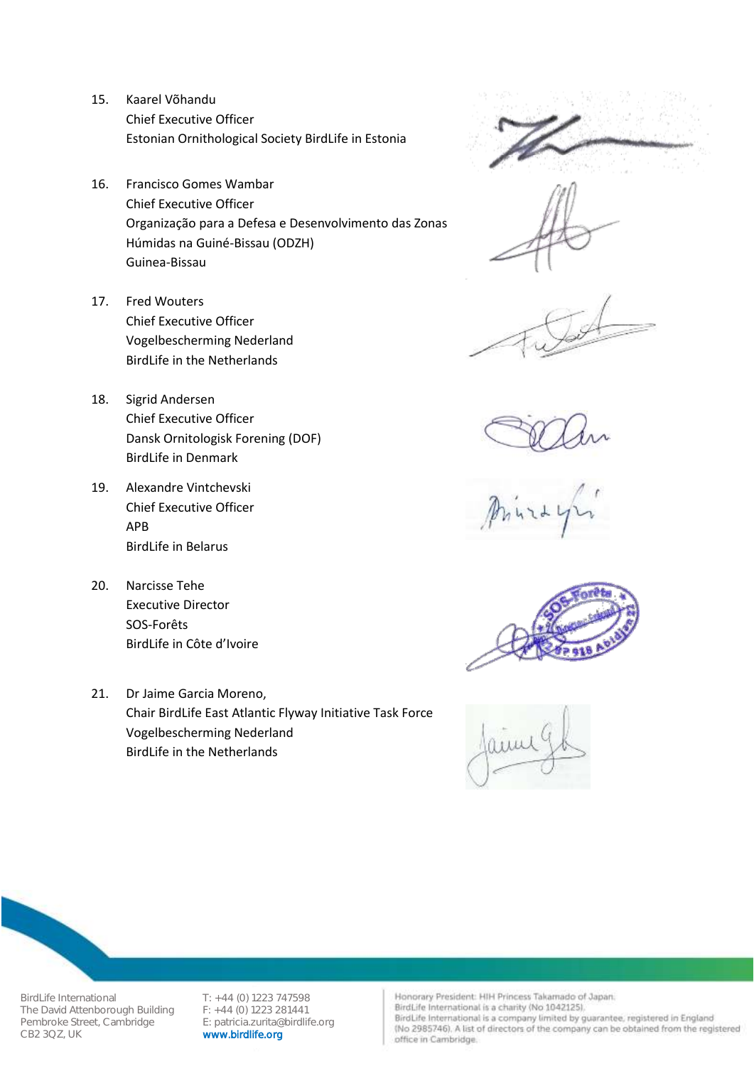15. Kaarel Võhandu
    Chief Executive Officer
    Estonian Ornithological Society BirdLife in Estonia

16. Francisco Gomes Wambar
    Chief Executive Officer
    Organização para a Defesa e Desenvolvimento das Zonas Húmidas na Guiné-Bissau (ODZH)
    Guinea-Bissau

17. Fred Wouters
    Chief Executive Officer
    Vogelbescherming Nederland
    BirdLife in the Netherlands

18. Sigrid Andersen
    Chief Executive Officer
    Dansk Ornitologisk Forening (DOF)
    BirdLife in Denmark

19. Alexandre Vintchevski
    Chief Executive Officer
    APB
    BirdLife in Belarus

20. Narcisse Tehe
    Executive Director
    SOS-Forêts
    BirdLife in Côte d'Ivoire

21. Dr Jaime Garcia Moreno,
    Chair BirdLife East Atlantic Flyway Initiative Task Force
    Vogelbescherming Nederland
    BirdLife in the Netherlands

BirdLife International
The David Attenborough Building
Pembroke Street, Cambridge
CB2 3QZ, UK

T: +44 (0) 1223 747598
F: +44 (0) 1223 281441
E: patricia.zurita@birdlife.org
www.birdlife.org

Honorary President: HIH Princess Takamado of Japan.
BirdLife International is a charity (No 1042125).
BirdLife International is a company limited by guarantee, registered in England (No 2985746). A list of directors of the company can be obtained from the registered office in Cambridge.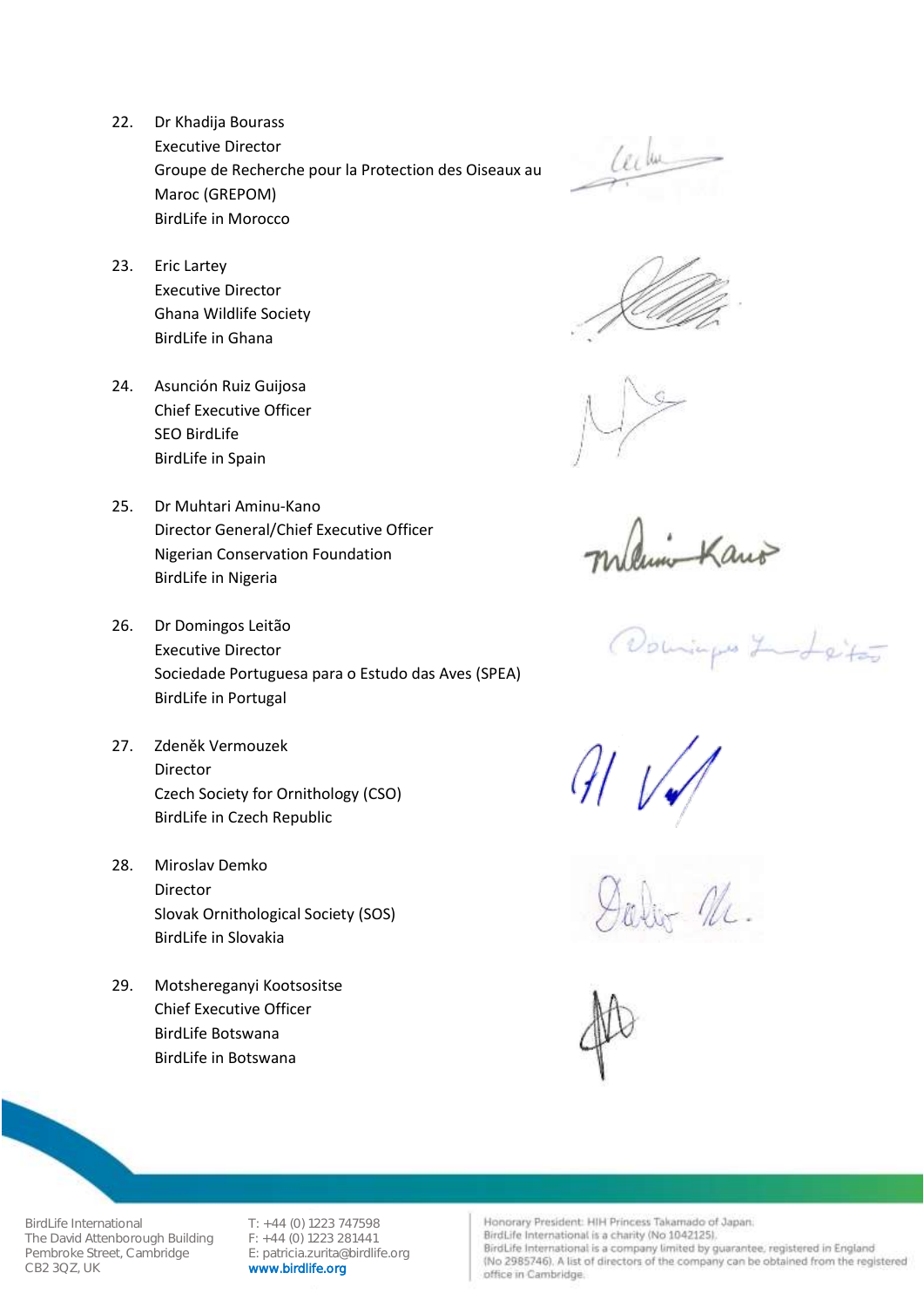22. Dr Khadija Bourass
    Executive Director
    Groupe de Recherche pour la Protection des Oiseaux au Maroc (GREPOM)
    BirdLife in Morocco

23. Eric Lartey
    Executive Director
    Ghana Wildlife Society
    BirdLife in Ghana

24. Asunción Ruiz Guijosa
    Chief Executive Officer
    SEO BirdLife
    BirdLife in Spain

25. Dr Muhtari Aminu-Kano
    Director General/Chief Executive Officer
    Nigerian Conservation Foundation
    BirdLife in Nigeria

26. Dr Domingos Leitão
    Executive Director
    Sociedade Portuguesa para o Estudo das Aves (SPEA)
    BirdLife in Portugal

27. Zdeněk Vermouzek
    Director
    Czech Society for Ornithology (CSO)
    BirdLife in Czech Republic

28. Miroslav Demko
    Director
    Slovak Ornithological Society (SOS)
    BirdLife in Slovakia

29. Motshereganyi Kootsositse
    Chief Executive Officer
    BirdLife Botswana
    BirdLife in Botswana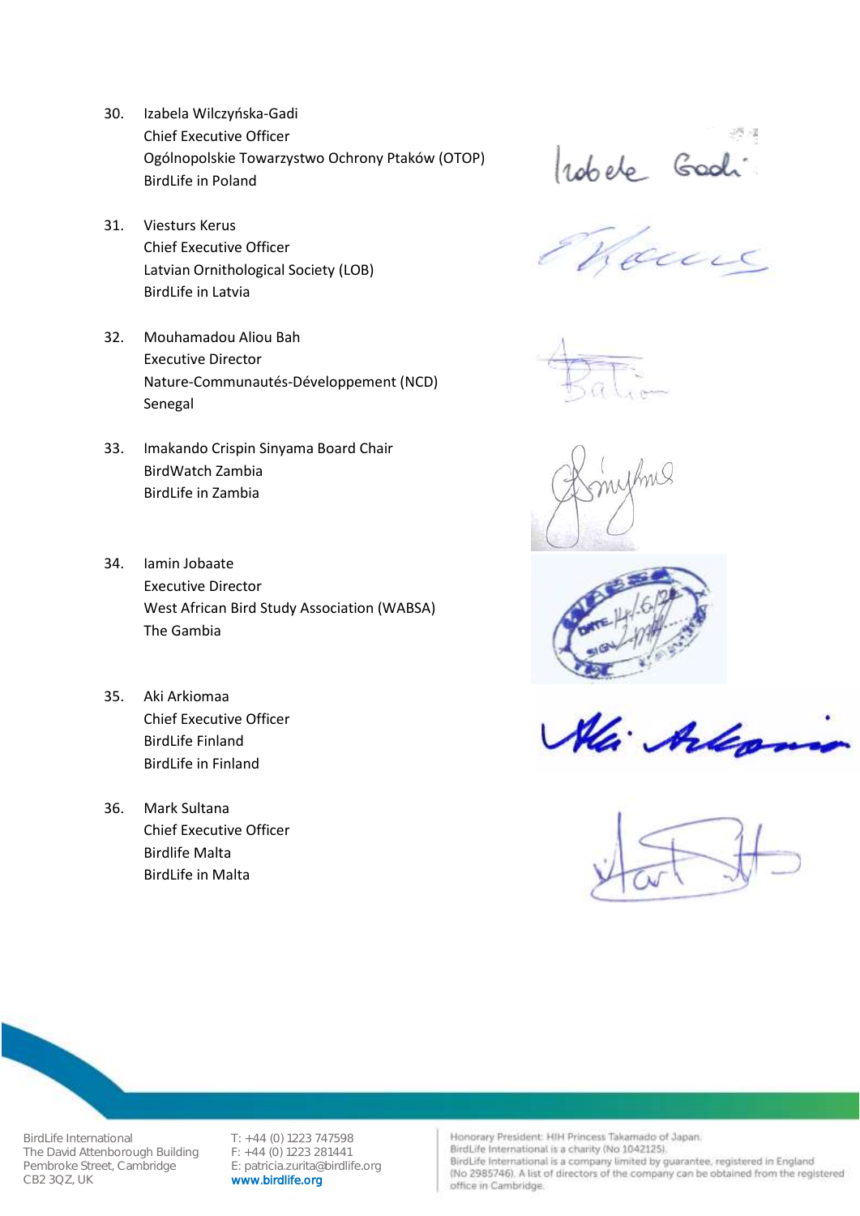30. Izabela Wilczyńska-Gadi
    Chief Executive Officer
    Ogólnopolskie Towarzystwo Ochrony Ptaków (OTOP)
    BirdLife in Poland

31. Viesturs Kerus
    Chief Executive Officer
    Latvian Ornithological Society (LOB)
    BirdLife in Latvia

32. Mouhamadou Aliou Bah
    Executive Director
    Nature-Communautés-Développement (NCD)
    Senegal

33. Imakando Crispin Sinyama Board Chair
    BirdWatch Zambia
    BirdLife in Zambia

34. Iamin Jobaate
    Executive Director
    West African Bird Study Association (WABSA)
    The Gambia

35. Aki Arkiomaa
    Chief Executive Officer
    BirdLife Finland
    BirdLife in Finland

36. Mark Sultana
    Chief Executive Officer
    Birdlife Malta
    BirdLife in Malta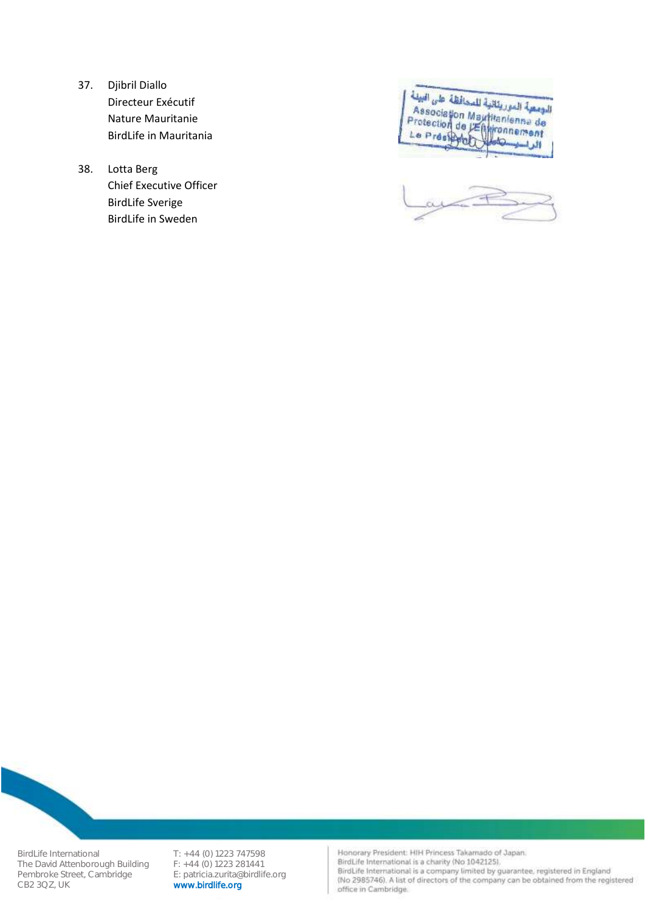37. Djibril Diallo
    Directeur Exécutif
    Nature Mauritanie
    BirdLife in Mauritania

38. Lotta Berg
    Chief Executive Officer
    BirdLife Sverige
    BirdLife in Sweden